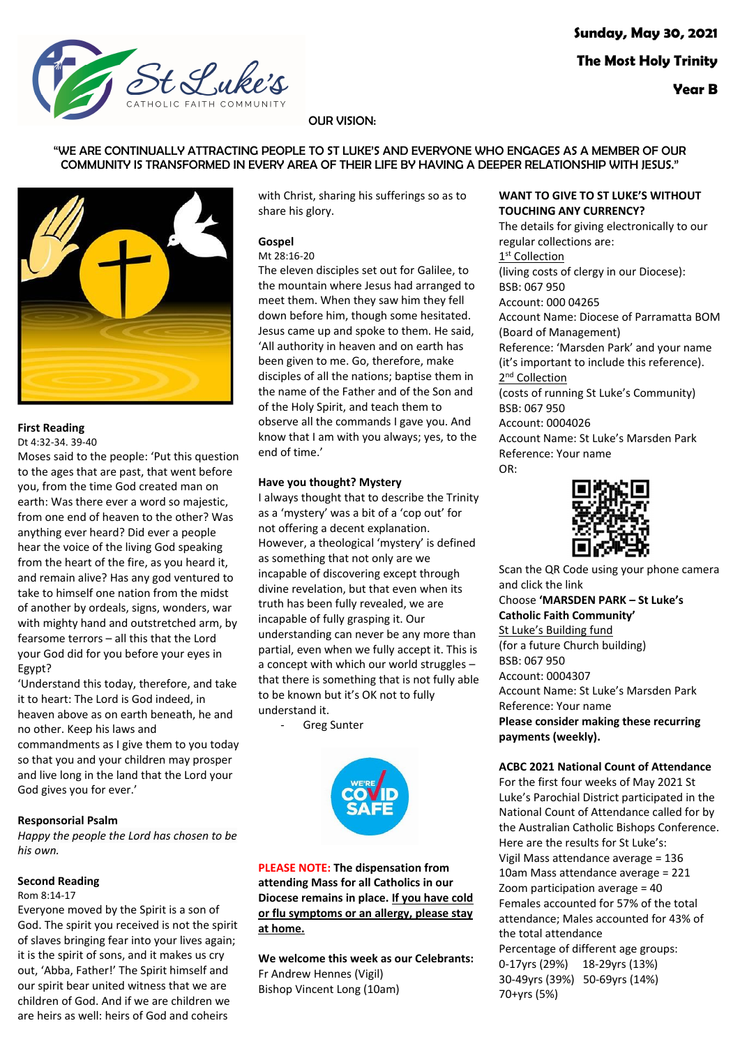**Sunday, May 30, 2021**

**The Most Holy Trinity**

**Year B**

OUR VISION:

"WE ARE CONTINUALLY ATTRACTING PEOPLE TO ST LUKE'S AND EVERYONE WHO ENGAGES AS A MEMBER OF OUR COMMUNITY IS TRANSFORMED IN EVERY AREA OF THEIR LIFE BY HAVING A DEEPER RELATIONSHIP WITH JESUS."

**First Reading**

Dt 4:32-34. 39-40

Moses said to the people: 'Put this question to the ages that are past, that went before you, from the time God created man on earth: Was there ever a word so majestic, from one end of heaven to the other? Was anything ever heard? Did ever a people hear the voice of the living God speaking from the heart of the fire, as you heard it, and remain alive? Has any god ventured to take to himself one nation from the midst of another by ordeals, signs, wonders, war with mighty hand and outstretched arm, by fearsome terrors – all this that the Lord your God did for you before your eyes in Egypt?

'Understand this today, therefore, and take it to heart: The Lord is God indeed, in heaven above as on earth beneath, he and no other. Keep his laws and commandments as I give them to you today so that you and your children may prosper and live long in the land that the Lord your God gives you for ever.'

**Responsorial Psalm**

*Happy the people the Lord has chosen to be his own.*

**Second Reading**

Rom 8:14-17

Everyone moved by the Spirit is a son of God. The spirit you received is not the spirit of slaves bringing fear into your lives again; it is the spirit of sons, and it makes us cry out, 'Abba, Father!' The Spirit himself and our spirit bear united witness that we are children of God. And if we are children we are heirs as well: heirs of God and coheirs with Christ, sharing his sufferings so as to share his glory.

**Gospel**

Mt 28:16-20

The eleven disciples set out for Galilee, to the mountain where Jesus had arranged to meet them. When they saw him they fell down before him, though some hesitated. Jesus came up and spoke to them. He said, 'All authority in heaven and on earth has been given to me. Go, therefore, make disciples of all the nations; baptise them in the name of the Father and of the Son and of the Holy Spirit, and teach them to observe all the commands I gave you. And know that I am with you always; yes, to the end of time.'

**Have you thought? Mystery**

I always thought that to describe the Trinity as a 'mystery' was a bit of a 'cop out' for not offering a decent explanation. However, a theological 'mystery' is defined as something that not only are we incapable of discovering except through divine revelation, but that even when its truth has been fully revealed, we are incapable of fully grasping it. Our understanding can never be any more than partial, even when we fully accept it. This is a concept with which our world struggles – that there is something that is not fully able to be known but it's OK not to fully understand it.

- Greg Sunter

**PLEASE NOTE: The dispensation from attending Mass for all Catholics in our Diocese remains in place. If you have cold or flu symptoms or an allergy, please stay at home.**

**We welcome this week as our Celebrants:**

Fr Andrew Hennes (Vigil)

Bishop Vincent Long (10am)

**WANT TO GIVE TO ST LUKE'S WITHOUT TOUCHING ANY CURRENCY?**

The details for giving electronically to our regular collections are:

1st Collection

(living costs of clergy in our Diocese):

BSB: 067 950

Account: 000 04265

Account Name: Diocese of Parramatta BOM (Board of Management)

Reference: 'Marsden Park' and your name (it's important to include this reference).

2nd Collection

(costs of running St Luke's Community)

BSB: 067 950

Account: 0004026

Account Name: St Luke's Marsden Park

Reference: Your name

OR:

Scan the QR Code using your phone camera and click the link

Choose **'MARSDEN PARK – St Luke's Catholic Faith Community'**

St Luke's Building fund

(for a future Church building)

BSB: 067 950

Account: 0004307

Account Name: St Luke's Marsden Park

Reference: Your name

**Please consider making these recurring payments (weekly).**

**ACBC 2021 National Count of Attendance**

For the first four weeks of May 2021 St Luke's Parochial District participated in the National Count of Attendance called for by the Australian Catholic Bishops Conference. Here are the results for St Luke's:

Vigil Mass attendance average = 136

10am Mass attendance average = 221

Zoom participation average = 40

Females accounted for 57% of the total attendance; Males accounted for 43% of the total attendance

Percentage of different age groups:

0-17yrs (29%) 18-29yrs (13%)

30-49yrs (39%) 50-69yrs (14%)

70+yrs (5%)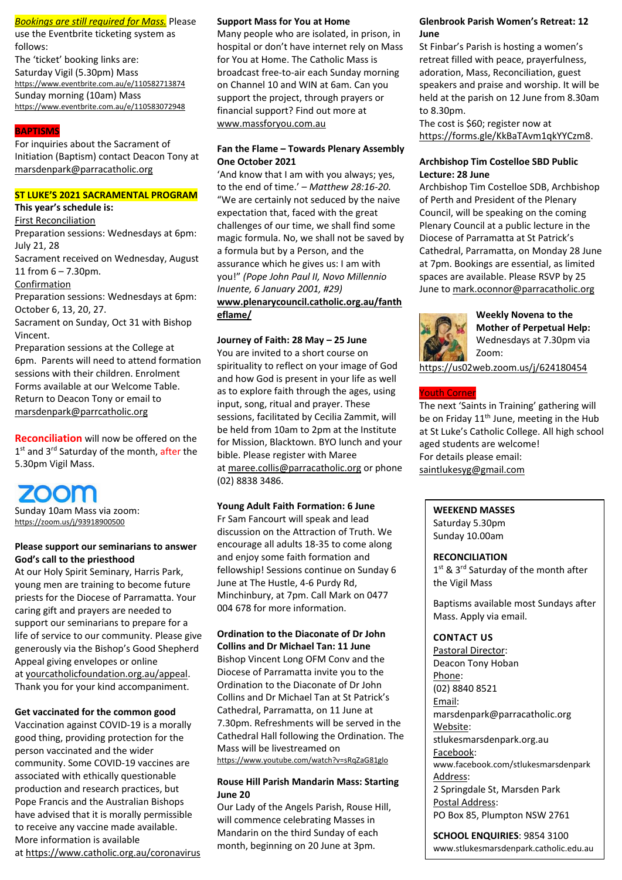***Bookings are still required for Mass.*** Please use the Eventbrite ticketing system as follows:

The 'ticket' booking links are:

Saturday Vigil (5.30pm) Mass
https://www.eventbrite.com.au/e/110582713874

Sunday morning (10am) Mass
https://www.eventbrite.com.au/e/110583072948

**BAPTISMS**

For inquiries about the Sacrament of Initiation (Baptism) contact Deacon Tony at marsdenpark@parracatholic.org

**ST LUKE'S 2021 SACRAMENTAL PROGRAM**

**This year's schedule is:**

First Reconciliation

Preparation sessions: Wednesdays at 6pm: July 21, 28

Sacrament received on Wednesday, August 11 from 6 – 7.30pm.

Confirmation

Preparation sessions: Wednesdays at 6pm: October 6, 13, 20, 27.

Sacrament on Sunday, Oct 31 with Bishop Vincent.

Preparation sessions at the College at 6pm. Parents will need to attend formation sessions with their children. Enrolment Forms available at our Welcome Table. Return to Deacon Tony or email to marsdenpark@parrcatholic.org

**Reconciliation** will now be offered on the 1st and 3rd Saturday of the month, after the 5.30pm Vigil Mass.

zoom

Sunday 10am Mass via zoom:
https://zoom.us/j/93918900500

**Please support our seminarians to answer God's call to the priesthood**

At our Holy Spirit Seminary, Harris Park, young men are training to become future priests for the Diocese of Parramatta. Your caring gift and prayers are needed to support our seminarians to prepare for a life of service to our community. Please give generously via the Bishop's Good Shepherd Appeal giving envelopes or online at yourcatholicfoundation.org.au/appeal. Thank you for your kind accompaniment.

**Get vaccinated for the common good**

Vaccination against COVID-19 is a morally good thing, providing protection for the person vaccinated and the wider community. Some COVID-19 vaccines are associated with ethically questionable production and research practices, but Pope Francis and the Australian Bishops have advised that it is morally permissible to receive any vaccine made available. More information is available at https://www.catholic.org.au/coronavirus

**Support Mass for You at Home**

Many people who are isolated, in prison, in hospital or don't have internet rely on Mass for You at Home. The Catholic Mass is broadcast free-to-air each Sunday morning on Channel 10 and WIN at 6am. Can you support the project, through prayers or financial support? Find out more at www.massforyou.com.au

**Fan the Flame – Towards Plenary Assembly One October 2021**

'And know that I am with you always; yes, to the end of time.' – *Matthew 28:16-20.*
"We are certainly not seduced by the naive expectation that, faced with the great challenges of our time, we shall find some magic formula. No, we shall not be saved by a formula but by a Person, and the assurance which he gives us: I am with you!" *(Pope John Paul II, Novo Millennio Inuente, 6 January 2001, #29)*
**www.plenarycouncil.catholic.org.au/fanthеflame/**

**Journey of Faith: 28 May – 25 June**

You are invited to a short course on spirituality to reflect on your image of God and how God is present in your life as well as to explore faith through the ages, using input, song, ritual and prayer. These sessions, facilitated by Cecilia Zammit, will be held from 10am to 2pm at the Institute for Mission, Blacktown. BYO lunch and your bible. Please register with Maree at maree.collis@parracatholic.org or phone (02) 8838 3486.

**Young Adult Faith Formation: 6 June**

Fr Sam Fancourt will speak and lead discussion on the Attraction of Truth. We encourage all adults 18-35 to come along and enjoy some faith formation and fellowship! Sessions continue on Sunday 6 June at The Hustle, 4-6 Purdy Rd, Minchinbury, at 7pm. Call Mark on 0477 004 678 for more information.

**Ordination to the Diaconate of Dr John Collins and Dr Michael Tan: 11 June**

Bishop Vincent Long OFM Conv and the Diocese of Parramatta invite you to the Ordination to the Diaconate of Dr John Collins and Dr Michael Tan at St Patrick's Cathedral, Parramatta, on 11 June at 7.30pm. Refreshments will be served in the Cathedral Hall following the Ordination. The Mass will be livestreamed on
https://www.youtube.com/watch?v=sRqZaG81glo

**Rouse Hill Parish Mandarin Mass: Starting June 20**

Our Lady of the Angels Parish, Rouse Hill, will commence celebrating Masses in Mandarin on the third Sunday of each month, beginning on 20 June at 3pm.

**Glenbrook Parish Women's Retreat: 12 June**

St Finbar's Parish is hosting a women's retreat filled with peace, prayerfulness, adoration, Mass, Reconciliation, guest speakers and praise and worship. It will be held at the parish on 12 June from 8.30am to 8.30pm.

The cost is $60; register now at https://forms.gle/KkBaTAvm1qkYYCzm8.

**Archbishop Tim Costelloe SBD Public Lecture: 28 June**

Archbishop Tim Costelloe SDB, Archbishop of Perth and President of the Plenary Council, will be speaking on the coming Plenary Council at a public lecture in the Diocese of Parramatta at St Patrick's Cathedral, Parramatta, on Monday 28 June at 7pm. Bookings are essential, as limited spaces are available. Please RSVP by 25 June to mark.oconnor@parracatholic.org

**Weekly Novena to the Mother of Perpetual Help:** Wednesdays at 7.30pm via Zoom:
https://us02web.zoom.us/j/624180454

**Youth Corner**

The next 'Saints in Training' gathering will be on Friday 11th June, meeting in the Hub at St Luke's Catholic College. All high school aged students are welcome!
For details please email: saintlukesyg@gmail.com

**WEEKEND MASSES**

Saturday 5.30pm
Sunday 10.00am

**RECONCILIATION**

1st & 3rd Saturday of the month after the Vigil Mass

Baptisms available most Sundays after Mass. Apply via email.

**CONTACT US**

Pastoral Director:
Deacon Tony Hoban

Phone:
(02) 8840 8521

Email:
marsdenpark@parracatholic.org

Website:
stlukesmarsdenpark.org.au

Facebook:
www.facebook.com/stlukesmarsdenpark

Address:
2 Springdale St, Marsden Park

Postal Address:
PO Box 85, Plumpton NSW 2761

**SCHOOL ENQUIRIES**: 9854 3100
www.stlukesmarsdenpark.catholic.edu.au